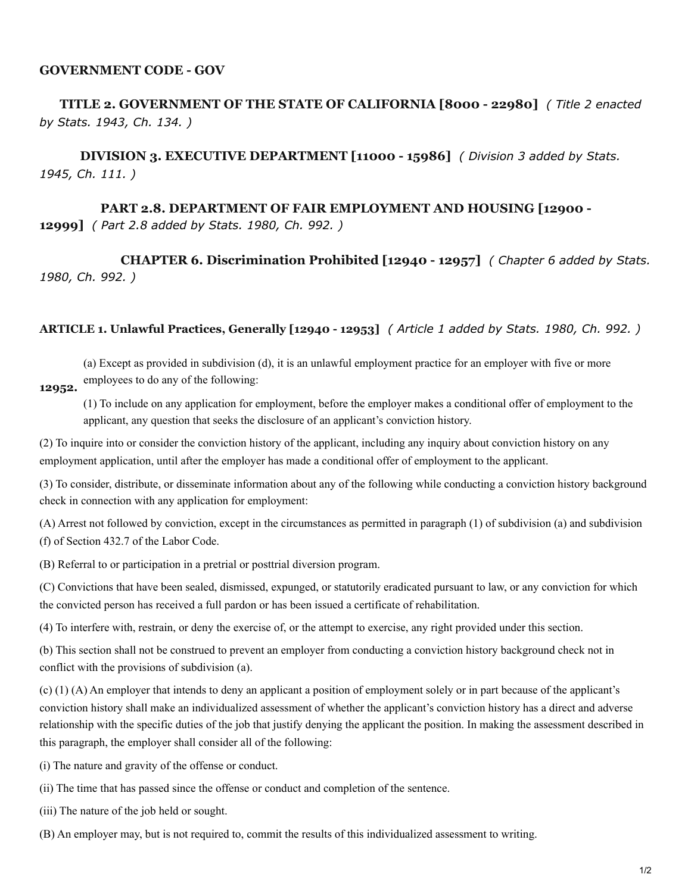**GOVERNMENT CODE - GOV**

**TITLE 2. GOVERNMENT OF THE STATE OF CALIFORNIA [8000 - 22980]** *( Title 2 enacted by Stats. 1943, Ch. 134. )*

**DIVISION 3. EXECUTIVE DEPARTMENT [11000 - 15986]** *( Division 3 added by Stats. 1945, Ch. 111. )*

**PART 2.8. DEPARTMENT OF FAIR EMPLOYMENT AND HOUSING [12900 - 12999]** *( Part 2.8 added by Stats. 1980, Ch. 992. )*

**CHAPTER 6. Discrimination Prohibited [12940 - 12957]** *( Chapter 6 added by Stats. 1980, Ch. 992. )*

**ARTICLE 1. Unlawful Practices, Generally [12940 - 12953]** *( Article 1 added by Stats. 1980, Ch. 992. )*

**12952.**

(a) Except as provided in subdivision (d), it is an unlawful employment practice for an employer with five or more employees to do any of the following:

(1) To include on any application for employment, before the employer makes a conditional offer of employment to the applicant, any question that seeks the disclosure of an applicant's conviction history.

(2) To inquire into or consider the conviction history of the applicant, including any inquiry about conviction history on any employment application, until after the employer has made a conditional offer of employment to the applicant.

(3) To consider, distribute, or disseminate information about any of the following while conducting a conviction history background check in connection with any application for employment:

(A) Arrest not followed by conviction, except in the circumstances as permitted in paragraph (1) of subdivision (a) and subdivision (f) of Section 432.7 of the Labor Code.

(B) Referral to or participation in a pretrial or posttrial diversion program.

(C) Convictions that have been sealed, dismissed, expunged, or statutorily eradicated pursuant to law, or any conviction for which the convicted person has received a full pardon or has been issued a certificate of rehabilitation.

(4) To interfere with, restrain, or deny the exercise of, or the attempt to exercise, any right provided under this section.

(b) This section shall not be construed to prevent an employer from conducting a conviction history background check not in conflict with the provisions of subdivision (a).

(c) (1) (A) An employer that intends to deny an applicant a position of employment solely or in part because of the applicant's conviction history shall make an individualized assessment of whether the applicant's conviction history has a direct and adverse relationship with the specific duties of the job that justify denying the applicant the position. In making the assessment described in this paragraph, the employer shall consider all of the following:

(i) The nature and gravity of the offense or conduct.

(ii) The time that has passed since the offense or conduct and completion of the sentence.

(iii) The nature of the job held or sought.

(B) An employer may, but is not required to, commit the results of this individualized assessment to writing.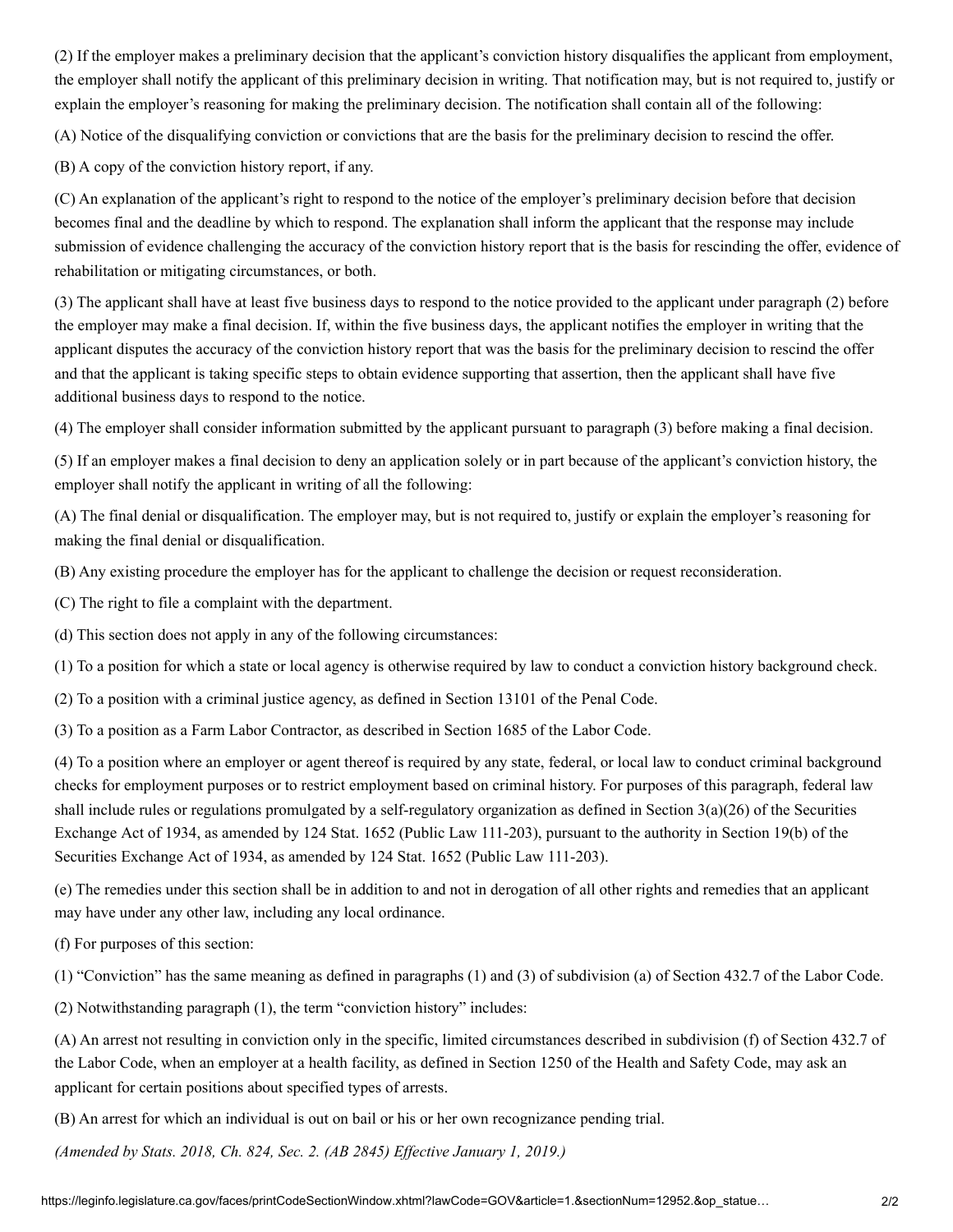(2) If the employer makes a preliminary decision that the applicant's conviction history disqualifies the applicant from employment, the employer shall notify the applicant of this preliminary decision in writing. That notification may, but is not required to, justify or explain the employer's reasoning for making the preliminary decision. The notification shall contain all of the following:

(A) Notice of the disqualifying conviction or convictions that are the basis for the preliminary decision to rescind the offer.

(B) A copy of the conviction history report, if any.

(C) An explanation of the applicant's right to respond to the notice of the employer's preliminary decision before that decision becomes final and the deadline by which to respond. The explanation shall inform the applicant that the response may include submission of evidence challenging the accuracy of the conviction history report that is the basis for rescinding the offer, evidence of rehabilitation or mitigating circumstances, or both.

(3) The applicant shall have at least five business days to respond to the notice provided to the applicant under paragraph (2) before the employer may make a final decision. If, within the five business days, the applicant notifies the employer in writing that the applicant disputes the accuracy of the conviction history report that was the basis for the preliminary decision to rescind the offer and that the applicant is taking specific steps to obtain evidence supporting that assertion, then the applicant shall have five additional business days to respond to the notice.

(4) The employer shall consider information submitted by the applicant pursuant to paragraph (3) before making a final decision.

(5) If an employer makes a final decision to deny an application solely or in part because of the applicant's conviction history, the employer shall notify the applicant in writing of all the following:

(A) The final denial or disqualification. The employer may, but is not required to, justify or explain the employer's reasoning for making the final denial or disqualification.

(B) Any existing procedure the employer has for the applicant to challenge the decision or request reconsideration.

(C) The right to file a complaint with the department.

(d) This section does not apply in any of the following circumstances:

(1) To a position for which a state or local agency is otherwise required by law to conduct a conviction history background check.

(2) To a position with a criminal justice agency, as defined in Section 13101 of the Penal Code.

(3) To a position as a Farm Labor Contractor, as described in Section 1685 of the Labor Code.

(4) To a position where an employer or agent thereof is required by any state, federal, or local law to conduct criminal background checks for employment purposes or to restrict employment based on criminal history. For purposes of this paragraph, federal law shall include rules or regulations promulgated by a self-regulatory organization as defined in Section 3(a)(26) of the Securities Exchange Act of 1934, as amended by 124 Stat. 1652 (Public Law 111-203), pursuant to the authority in Section 19(b) of the Securities Exchange Act of 1934, as amended by 124 Stat. 1652 (Public Law 111-203).

(e) The remedies under this section shall be in addition to and not in derogation of all other rights and remedies that an applicant may have under any other law, including any local ordinance.

(f) For purposes of this section:

(1) "Conviction" has the same meaning as defined in paragraphs (1) and (3) of subdivision (a) of Section 432.7 of the Labor Code.

(2) Notwithstanding paragraph (1), the term "conviction history" includes:

(A) An arrest not resulting in conviction only in the specific, limited circumstances described in subdivision (f) of Section 432.7 of the Labor Code, when an employer at a health facility, as defined in Section 1250 of the Health and Safety Code, may ask an applicant for certain positions about specified types of arrests.

(B) An arrest for which an individual is out on bail or his or her own recognizance pending trial.

*(Amended by Stats. 2018, Ch. 824, Sec. 2. (AB 2845) Effective January 1, 2019.)*